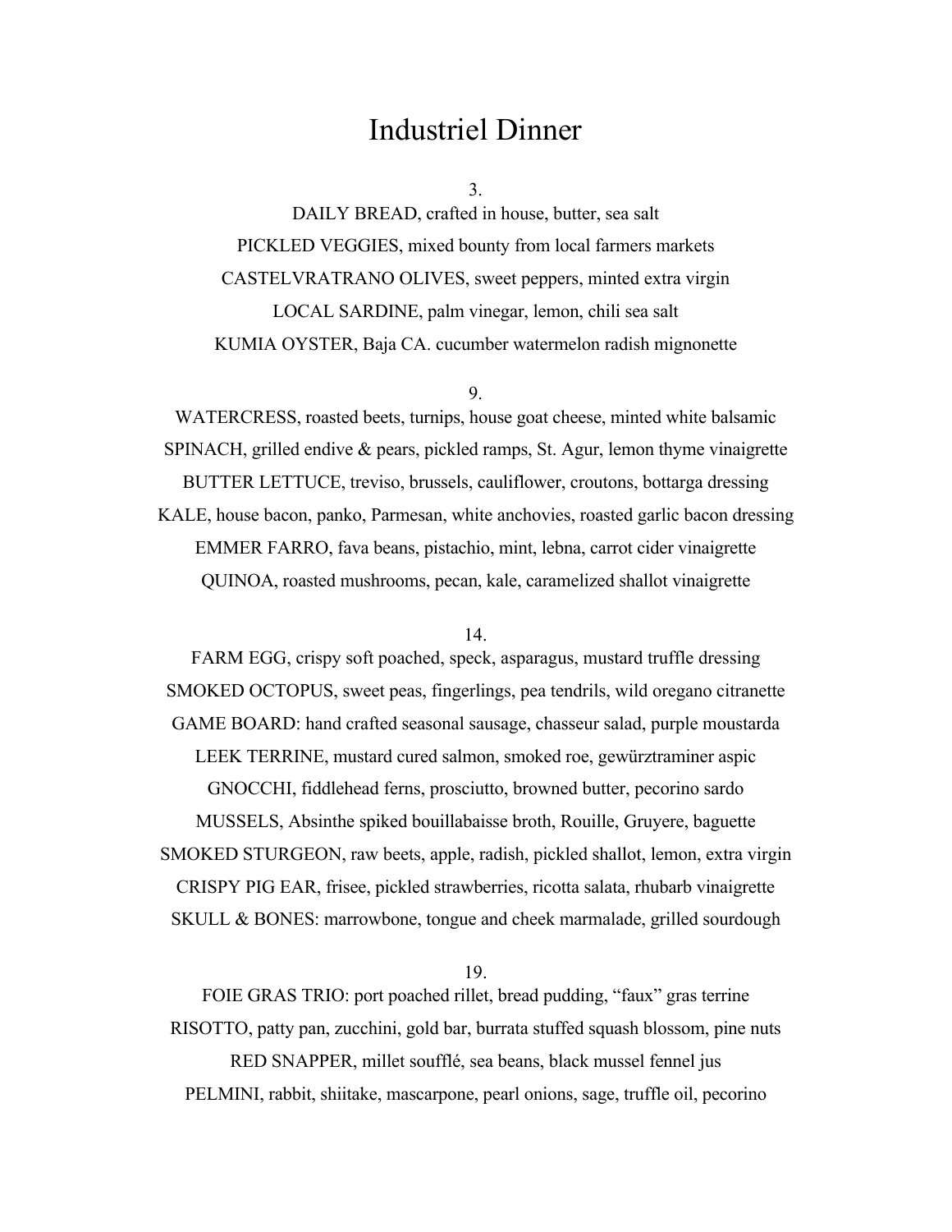# Industriel Dinner

3.

DAILY BREAD, crafted in house, butter, sea salt

PICKLED VEGGIES, mixed bounty from local farmers markets

CASTELVRATRANO OLIVES, sweet peppers, minted extra virgin

LOCAL SARDINE, palm vinegar, lemon, chili sea salt

KUMIA OYSTER, Baja CA. cucumber watermelon radish mignonette

9.

WATERCRESS, roasted beets, turnips, house goat cheese, minted white balsamic

SPINACH, grilled endive & pears, pickled ramps, St. Agur, lemon thyme vinaigrette

BUTTER LETTUCE, treviso, brussels, cauliflower, croutons, bottarga dressing

KALE, house bacon, panko, Parmesan, white anchovies, roasted garlic bacon dressing

EMMER FARRO, fava beans, pistachio, mint, lebna, carrot cider vinaigrette

QUINOA, roasted mushrooms, pecan, kale, caramelized shallot vinaigrette

14.

FARM EGG, crispy soft poached, speck, asparagus, mustard truffle dressing

SMOKED OCTOPUS, sweet peas, fingerlings, pea tendrils, wild oregano citranette

GAME BOARD: hand crafted seasonal sausage, chasseur salad, purple moustarda

LEEK TERRINE, mustard cured salmon, smoked roe, gewürztraminer aspic

GNOCCHI, fiddlehead ferns, prosciutto, browned butter, pecorino sardo

MUSSELS, Absinthe spiked bouillabaisse broth, Rouille, Gruyere, baguette

SMOKED STURGEON, raw beets, apple, radish, pickled shallot, lemon, extra virgin

CRISPY PIG EAR, frisee, pickled strawberries, ricotta salata, rhubarb vinaigrette

SKULL & BONES: marrowbone, tongue and cheek marmalade, grilled sourdough

19.

FOIE GRAS TRIO: port poached rillet, bread pudding, "faux" gras terrine

RISOTTO, patty pan, zucchini, gold bar, burrata stuffed squash blossom, pine nuts

RED SNAPPER, millet soufflé, sea beans, black mussel fennel jus

PELMINI, rabbit, shiitake, mascarpone, pearl onions, sage, truffle oil, pecorino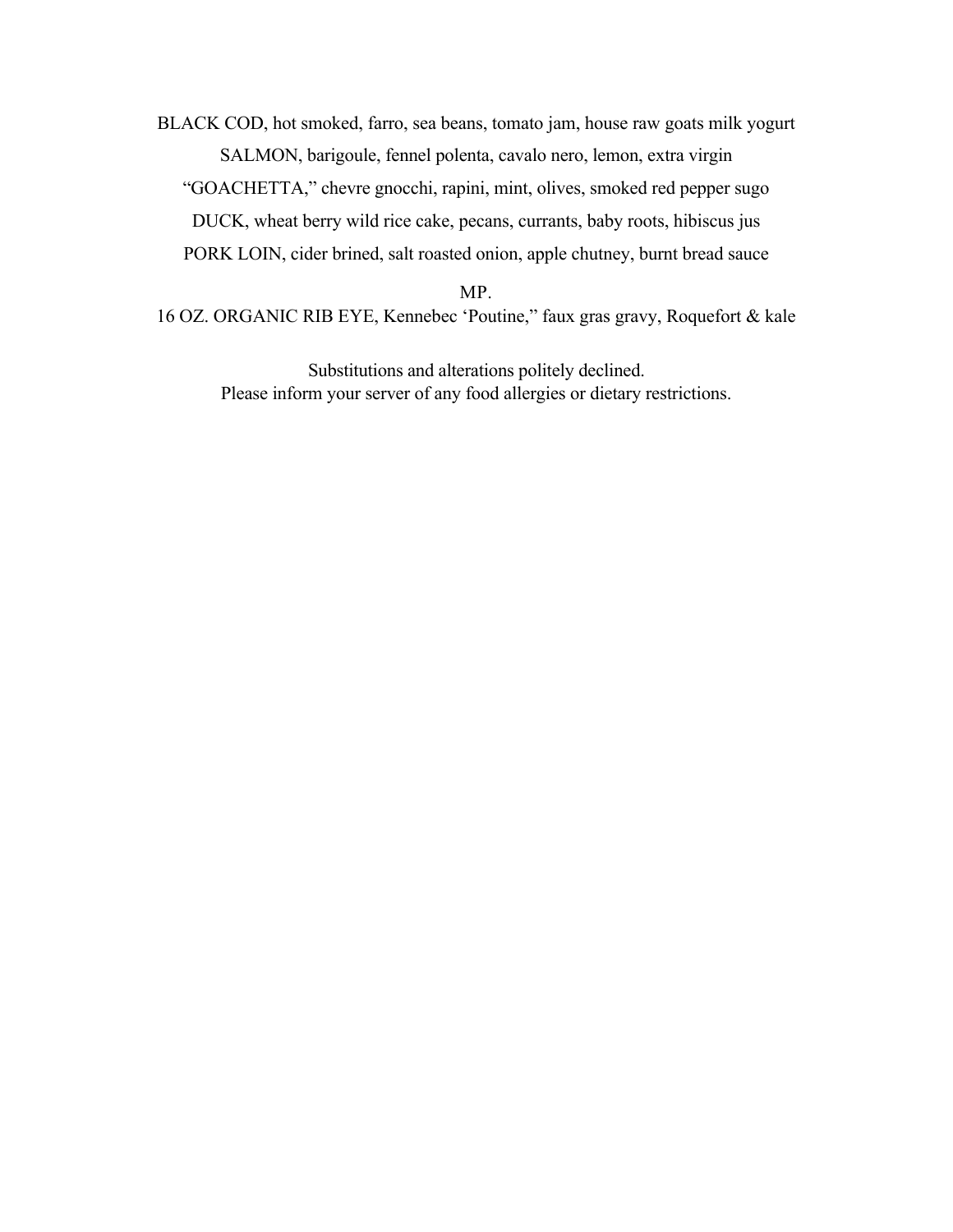BLACK COD, hot smoked, farro, sea beans, tomato jam, house raw goats milk yogurt

SALMON, barigoule, fennel polenta, cavalo nero, lemon, extra virgin

"GOACHETTA," chevre gnocchi, rapini, mint, olives, smoked red pepper sugo

DUCK, wheat berry wild rice cake, pecans, currants, baby roots, hibiscus jus

PORK LOIN, cider brined, salt roasted onion, apple chutney, burnt bread sauce

MP.
16 OZ. ORGANIC RIB EYE, Kennebec 'Poutine," faux gras gravy, Roquefort & kale

Substitutions and alterations politely declined.
Please inform your server of any food allergies or dietary restrictions.